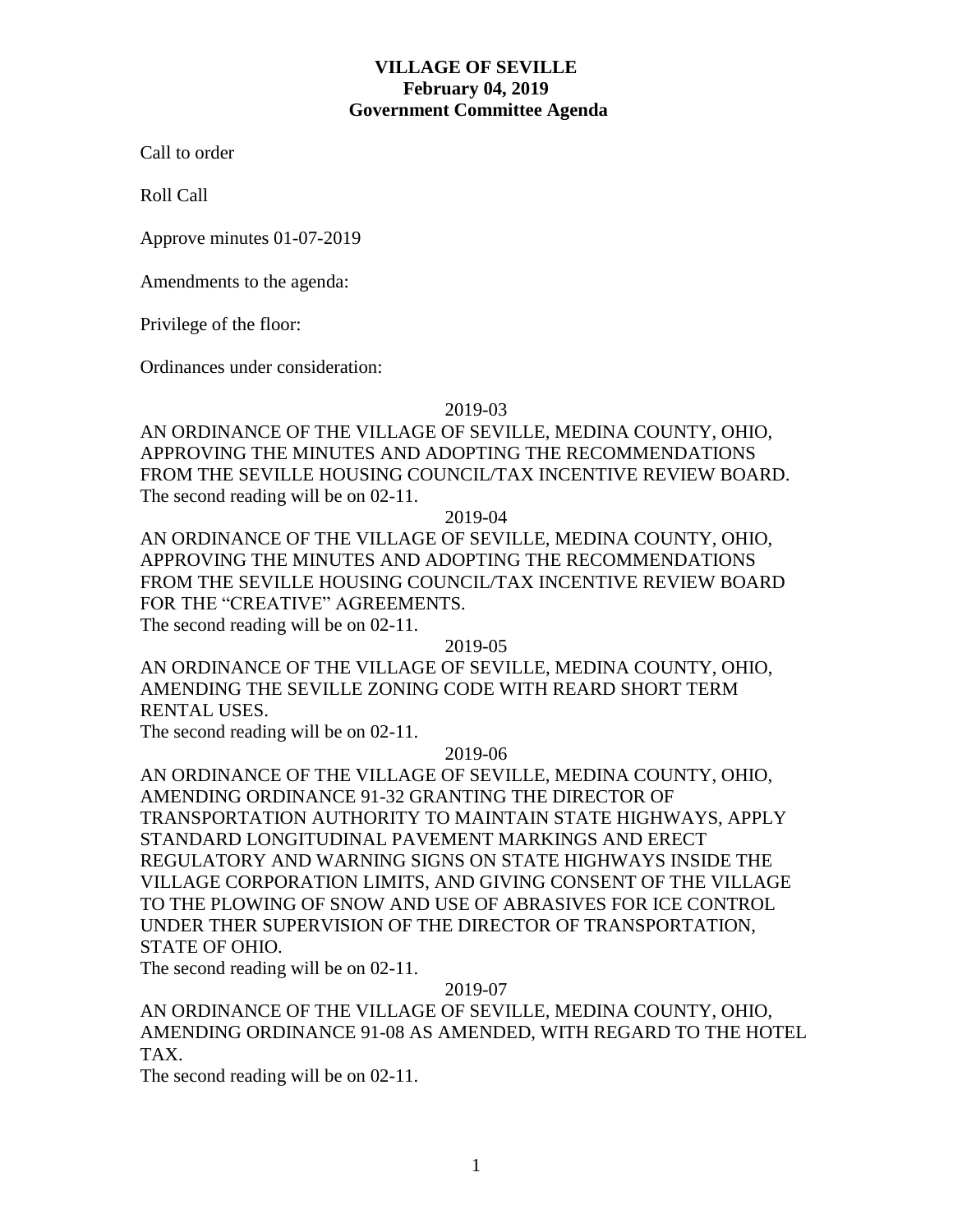# VILLAGE OF SEVILLE
## February 04, 2019
## Government Committee Agenda

Call to order

Roll Call

Approve minutes 01-07-2019

Amendments to the agenda:

Privilege of the floor:

Ordinances under consideration:

2019-03

AN ORDINANCE OF THE VILLAGE OF SEVILLE, MEDINA COUNTY, OHIO, APPROVING THE MINUTES AND ADOPTING THE RECOMMENDATIONS FROM THE SEVILLE HOUSING COUNCIL/TAX INCENTIVE REVIEW BOARD.
The second reading will be on 02-11.

2019-04

AN ORDINANCE OF THE VILLAGE OF SEVILLE, MEDINA COUNTY, OHIO, APPROVING THE MINUTES AND ADOPTING THE RECOMMENDATIONS FROM THE SEVILLE HOUSING COUNCIL/TAX INCENTIVE REVIEW BOARD FOR THE "CREATIVE" AGREEMENTS.
The second reading will be on 02-11.

2019-05

AN ORDINANCE OF THE VILLAGE OF SEVILLE, MEDINA COUNTY, OHIO, AMENDING THE SEVILLE ZONING CODE WITH REARD SHORT TERM RENTAL USES.
The second reading will be on 02-11.

2019-06

AN ORDINANCE OF THE VILLAGE OF SEVILLE, MEDINA COUNTY, OHIO, AMENDING ORDINANCE 91-32 GRANTING THE DIRECTOR OF TRANSPORTATION AUTHORITY TO MAINTAIN STATE HIGHWAYS, APPLY STANDARD LONGITUDINAL PAVEMENT MARKINGS AND ERECT REGULATORY AND WARNING SIGNS ON STATE HIGHWAYS INSIDE THE VILLAGE CORPORATION LIMITS, AND GIVING CONSENT OF THE VILLAGE TO THE PLOWING OF SNOW AND USE OF ABRASIVES FOR ICE CONTROL UNDER THER SUPERVISION OF THE DIRECTOR OF TRANSPORTATION, STATE OF OHIO.
The second reading will be on 02-11.

2019-07

AN ORDINANCE OF THE VILLAGE OF SEVILLE, MEDINA COUNTY, OHIO, AMENDING ORDINANCE 91-08 AS AMENDED, WITH REGARD TO THE HOTEL TAX.
The second reading will be on 02-11.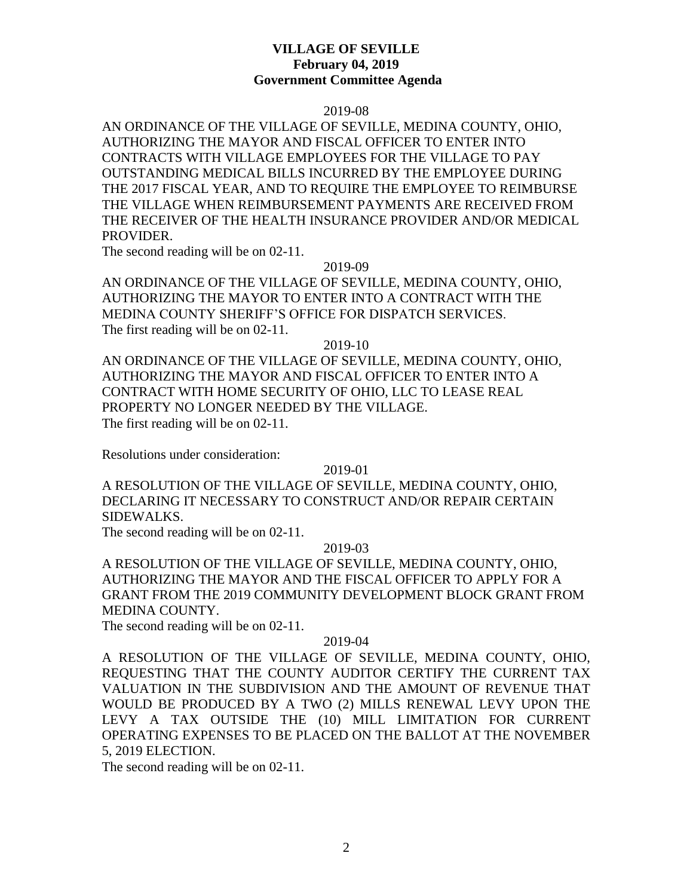**VILLAGE OF SEVILLE**
**February 04, 2019**
**Government Committee Agenda**

2019-08

AN ORDINANCE OF THE VILLAGE OF SEVILLE, MEDINA COUNTY, OHIO, AUTHORIZING THE MAYOR AND FISCAL OFFICER TO ENTER INTO CONTRACTS WITH VILLAGE EMPLOYEES FOR THE VILLAGE TO PAY OUTSTANDING MEDICAL BILLS INCURRED BY THE EMPLOYEE DURING THE 2017 FISCAL YEAR, AND TO REQUIRE THE EMPLOYEE TO REIMBURSE THE VILLAGE WHEN REIMBURSEMENT PAYMENTS ARE RECEIVED FROM THE RECEIVER OF THE HEALTH INSURANCE PROVIDER AND/OR MEDICAL PROVIDER.
The second reading will be on 02-11.

2019-09

AN ORDINANCE OF THE VILLAGE OF SEVILLE, MEDINA COUNTY, OHIO, AUTHORIZING THE MAYOR TO ENTER INTO A CONTRACT WITH THE MEDINA COUNTY SHERIFF'S OFFICE FOR DISPATCH SERVICES.
The first reading will be on 02-11.

2019-10

AN ORDINANCE OF THE VILLAGE OF SEVILLE, MEDINA COUNTY, OHIO, AUTHORIZING THE MAYOR AND FISCAL OFFICER TO ENTER INTO A CONTRACT WITH HOME SECURITY OF OHIO, LLC TO LEASE REAL PROPERTY NO LONGER NEEDED BY THE VILLAGE.
The first reading will be on 02-11.

Resolutions under consideration:

2019-01

A RESOLUTION OF THE VILLAGE OF SEVILLE, MEDINA COUNTY, OHIO, DECLARING IT NECESSARY TO CONSTRUCT AND/OR REPAIR CERTAIN SIDEWALKS.
The second reading will be on 02-11.

2019-03

A RESOLUTION OF THE VILLAGE OF SEVILLE, MEDINA COUNTY, OHIO, AUTHORIZING THE MAYOR AND THE FISCAL OFFICER TO APPLY FOR A GRANT FROM THE 2019 COMMUNITY DEVELOPMENT BLOCK GRANT FROM MEDINA COUNTY.
The second reading will be on 02-11.

2019-04

A RESOLUTION OF THE VILLAGE OF SEVILLE, MEDINA COUNTY, OHIO, REQUESTING THAT THE COUNTY AUDITOR CERTIFY THE CURRENT TAX VALUATION IN THE SUBDIVISION AND THE AMOUNT OF REVENUE THAT WOULD BE PRODUCED BY A TWO (2) MILLS RENEWAL LEVY UPON THE LEVY A TAX OUTSIDE THE (10) MILL LIMITATION FOR CURRENT OPERATING EXPENSES TO BE PLACED ON THE BALLOT AT THE NOVEMBER 5, 2019 ELECTION.
The second reading will be on 02-11.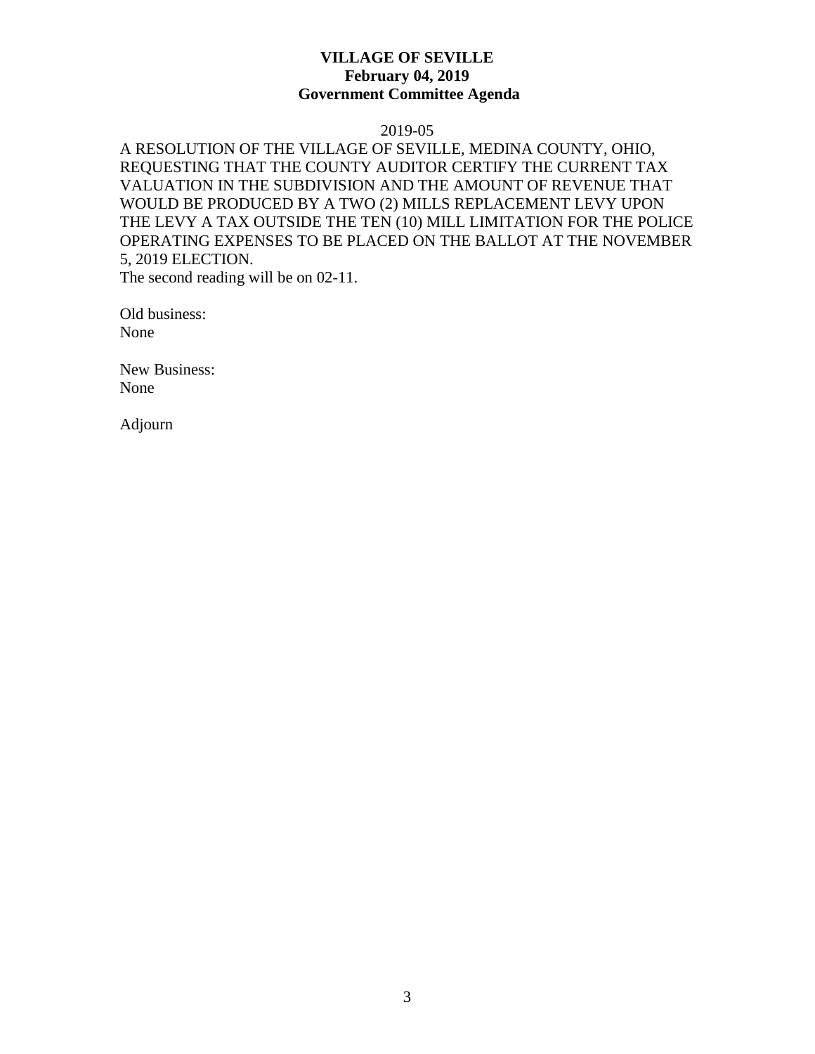**VILLAGE OF SEVILLE**
**February 04, 2019**
**Government Committee Agenda**

2019-05

A RESOLUTION OF THE VILLAGE OF SEVILLE, MEDINA COUNTY, OHIO, REQUESTING THAT THE COUNTY AUDITOR CERTIFY THE CURRENT TAX VALUATION IN THE SUBDIVISION AND THE AMOUNT OF REVENUE THAT WOULD BE PRODUCED BY A TWO (2) MILLS REPLACEMENT LEVY UPON THE LEVY A TAX OUTSIDE THE TEN (10) MILL LIMITATION FOR THE POLICE OPERATING EXPENSES TO BE PLACED ON THE BALLOT AT THE NOVEMBER 5, 2019 ELECTION.
The second reading will be on 02-11.

Old business:
None

New Business:
None

Adjourn